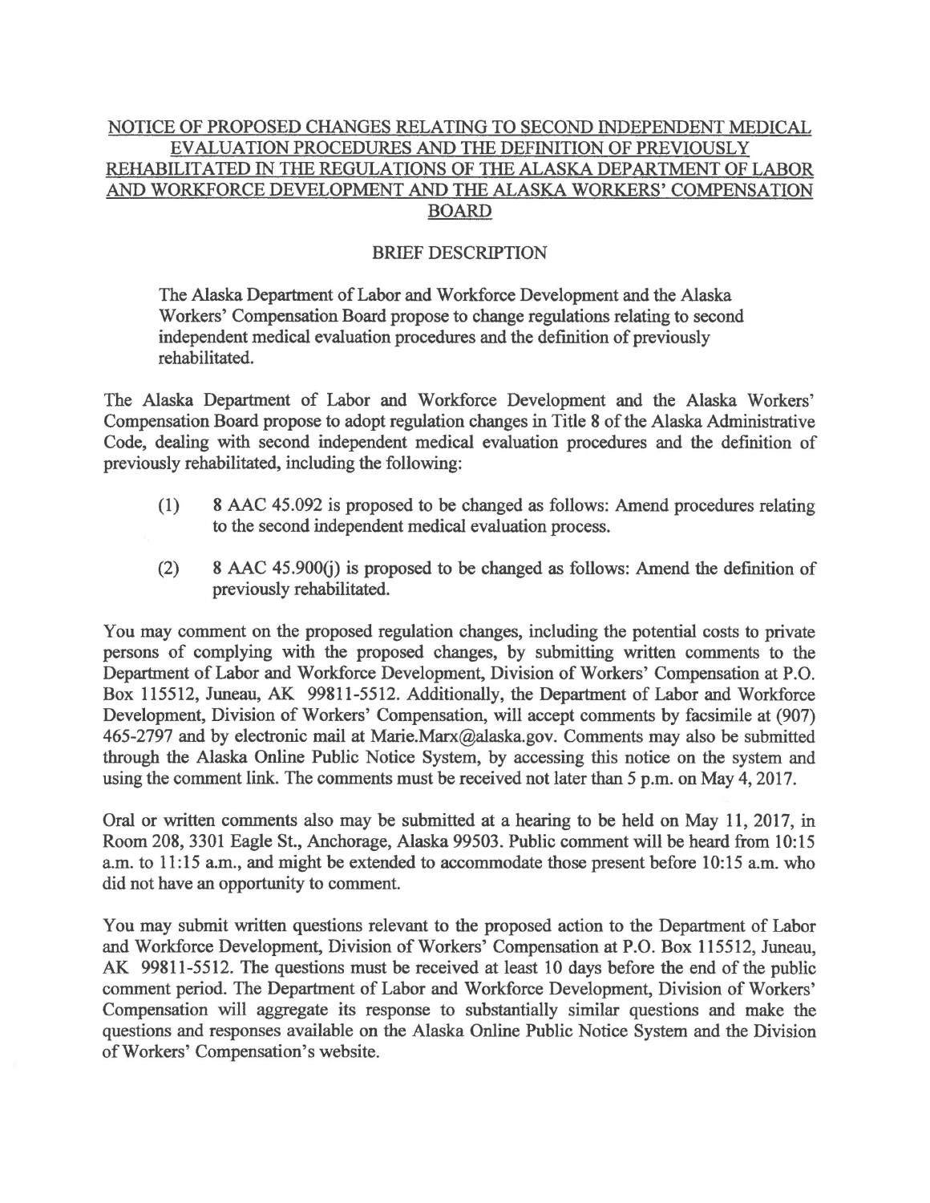# NOTICE OF PROPOSED CHANGES RELATING TO SECOND INDEPENDENT MEDICAL EVALUATION PROCEDURES AND THE DEFINITION OF PREVIOUSLY REHABILITATED IN THE REGULATIONS OF THE ALASKA DEPARTMENT OF LABOR AND WORKFORCE DEVELOPMENT AND THE ALASKA WORKERS' COMPENSATION BOARD

## BRIEF DESCRIPTION

> The Alaska Department of Labor and Workforce Development and the Alaska Workers' Compensation Board propose to change regulations relating to second independent medical evaluation procedures and the definition of previously rehabilitated.

The Alaska Department of Labor and Workforce Development and the Alaska Workers' Compensation Board propose to adopt regulation changes in Title 8 of the Alaska Administrative Code, dealing with second independent medical evaluation procedures and the definition of previously rehabilitated, including the following:

(1) 8 AAC 45.092 is proposed to be changed as follows: Amend procedures relating to the second independent medical evaluation process.

(2) 8 AAC 45.900(j) is proposed to be changed as follows: Amend the definition of previously rehabilitated.

You may comment on the proposed regulation changes, including the potential costs to private persons of complying with the proposed changes, by submitting written comments to the Department of Labor and Workforce Development, Division of Workers' Compensation at P.O. Box 115512, Juneau, AK 99811-5512. Additionally, the Department of Labor and Workforce Development, Division of Workers' Compensation, will accept comments by facsimile at (907) 465-2797 and by electronic mail at Marie.Marx@alaska.gov. Comments may also be submitted through the Alaska Online Public Notice System, by accessing this notice on the system and using the comment link. The comments must be received not later than 5 p.m. on May 4, 2017.

Oral or written comments also may be submitted at a hearing to be held on May 11, 2017, in Room 208, 3301 Eagle St., Anchorage, Alaska 99503. Public comment will be heard from 10:15 a.m. to 11:15 a.m., and might be extended to accommodate those present before 10:15 a.m. who did not have an opportunity to comment.

You may submit written questions relevant to the proposed action to the Department of Labor and Workforce Development, Division of Workers' Compensation at P.O. Box 115512, Juneau, AK 99811-5512. The questions must be received at least 10 days before the end of the public comment period. The Department of Labor and Workforce Development, Division of Workers' Compensation will aggregate its response to substantially similar questions and make the questions and responses available on the Alaska Online Public Notice System and the Division of Workers' Compensation's website.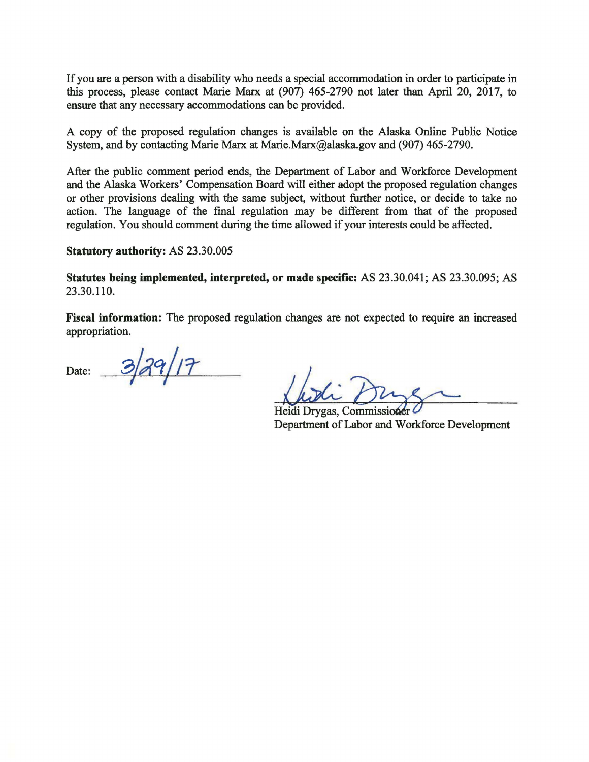If you are a person with a disability who needs a special accommodation in order to participate in this process, please contact Marie Marx at (907) 465-2790 not later than April 20, 2017, to ensure that any necessary accommodations can be provided.

A copy of the proposed regulation changes is available on the Alaska Online Public Notice System, and by contacting Marie Marx at Marie.Marx@alaska.gov and (907) 465-2790.

After the public comment period ends, the Department of Labor and Workforce Development and the Alaska Workers' Compensation Board will either adopt the proposed regulation changes or other provisions dealing with the same subject, without further notice, or decide to take no action. The language of the final regulation may be different from that of the proposed regulation. You should comment during the time allowed if your interests could be affected.

**Statutory authority:** AS 23.30.005

**Statutes being implemented, interpreted, or made specific:** AS 23.30.041; AS 23.30.095; AS 23.30.110.

**Fiscal information:** The proposed regulation changes are not expected to require an increased appropriation.

Date: 3/29/17

Heidi Drygas, Commissioner
Department of Labor and Workforce Development